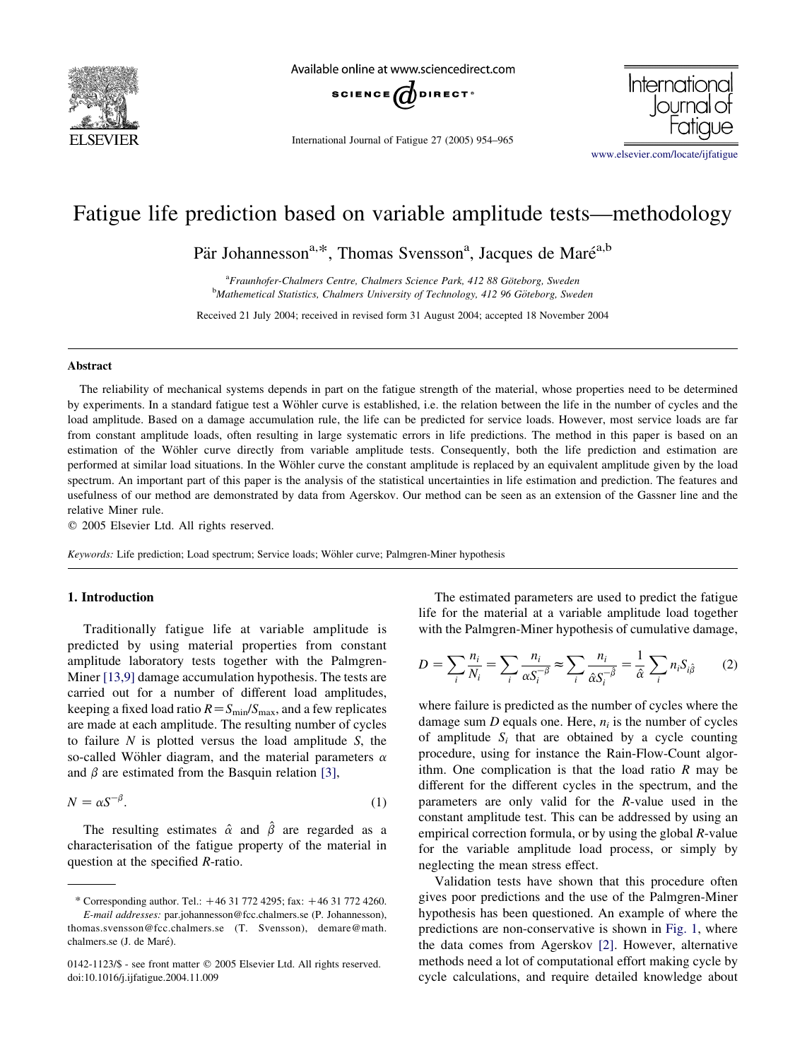# Fatigue life prediction based on variable amplitude tests—methodology

Pär Johannesson[a,*], Thomas Svensson[a], Jacques de Maré[a,b]

[a]Fraunhofer-Chalmers Centre, Chalmers Science Park, 412 88 Göteborg, Sweden
[b]Mathematical Statistics, Chalmers University of Technology, 412 96 Göteborg, Sweden

Received 21 July 2004; received in revised form 31 August 2004; accepted 18 November 2004

## Abstract

The reliability of mechanical systems depends in part on the fatigue strength of the material, whose properties need to be determined by experiments. In a standard fatigue test a Wöhler curve is established, i.e. the relation between the life in the number of cycles and the load amplitude. Based on a damage accumulation rule, the life can be predicted for service loads. However, most service loads are far from constant amplitude loads, often resulting in large systematic errors in life predictions. The method in this paper is based on an estimation of the Wöhler curve directly from variable amplitude tests. Consequently, both the life prediction and estimation are performed at similar load situations. In the Wöhler curve the constant amplitude is replaced by an equivalent amplitude given by the load spectrum. An important part of this paper is the analysis of the statistical uncertainties in life estimation and prediction. The features and usefulness of our method are demonstrated by data from Agerskov. Our method can be seen as an extension of the Gassner line and the relative Miner rule.

© 2005 Elsevier Ltd. All rights reserved.

*Keywords:* Life prediction; Load spectrum; Service loads; Wöhler curve; Palmgren-Miner hypothesis

## 1. Introduction

Traditionally fatigue life at variable amplitude is predicted by using material properties from constant amplitude laboratory tests together with the Palmgren-Miner [13,9] damage accumulation hypothesis. The tests are carried out for a number of different load amplitudes, keeping a fixed load ratio $R = S_{\min}/S_{\max}$, and a few replicates are made at each amplitude. The resulting number of cycles to failure $N$ is plotted versus the load amplitude $S$, the so-called Wöhler diagram, and the material parameters $\alpha$ and $\beta$ are estimated from the Basquin relation [3],

$$N = \alpha S^{-\beta}. \tag{1}$$

The resulting estimates $\hat{\alpha}$ and $\hat{\beta}$ are regarded as a characterisation of the fatigue property of the material in question at the specified $R$-ratio.

The estimated parameters are used to predict the fatigue life for the material at a variable amplitude load together with the Palmgren-Miner hypothesis of cumulative damage,

$$D = \sum_i \frac{n_i}{N_i} = \sum_i \frac{n_i}{\alpha S_i^{-\beta}} \approx \sum_i \frac{n_i}{\hat{\alpha} S_i^{-\hat{\beta}}} = \frac{1}{\hat{\alpha}} \sum_i n_i S_{i\hat{\beta}} \tag{2}$$

where failure is predicted as the number of cycles where the damage sum $D$ equals one. Here, $n_i$ is the number of cycles of amplitude $S_i$ that are obtained by a cycle counting procedure, using for instance the Rain-Flow-Count algorithm. One complication is that the load ratio $R$ may be different for the different cycles in the spectrum, and the parameters are only valid for the $R$-value used in the constant amplitude test. This can be addressed by using an empirical correction formula, or by using the global $R$-value for the variable amplitude load process, or simply by neglecting the mean stress effect.

Validation tests have shown that this procedure often gives poor predictions and the use of the Palmgren-Miner hypothesis has been questioned. An example of where the predictions are non-conservative is shown in Fig. 1, where the data comes from Agerskov [2]. However, alternative methods need a lot of computational effort making cycle by cycle calculations, and require detailed knowledge about

---

\* Corresponding author. Tel.: +46 31 772 4295; fax: +46 31 772 4260.
*E-mail addresses:* par.johannesson@fcc.chalmers.se (P. Johannesson), thomas.svensson@fcc.chalmers.se (T. Svensson), demare@math.chalmers.se (J. de Maré).

0142-1123/$ - see front matter © 2005 Elsevier Ltd. All rights reserved.
doi:10.1016/j.ijfatigue.2004.11.009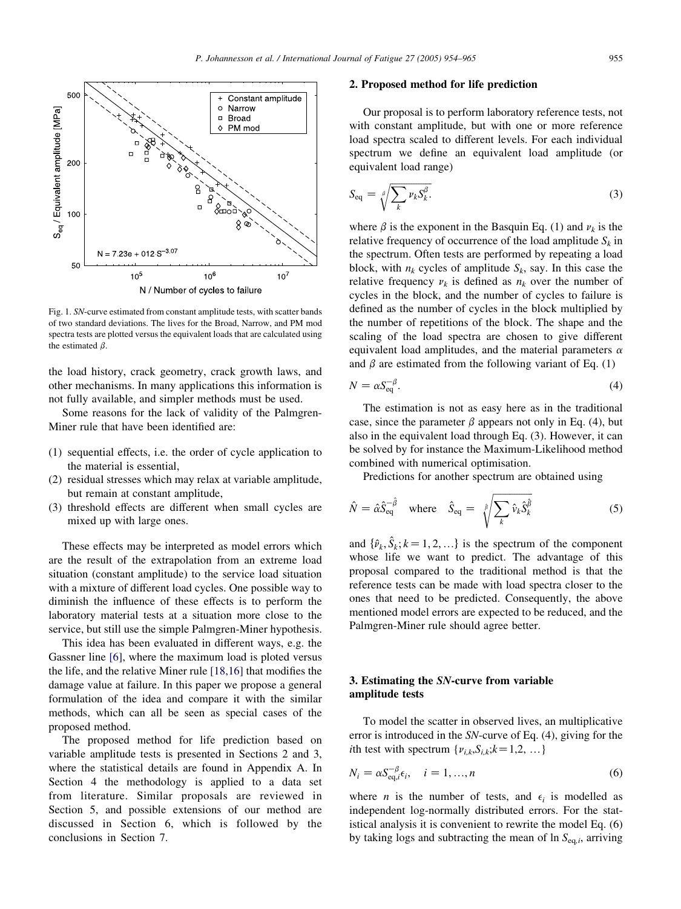Fig. 1. *SN*-curve estimated from constant amplitude tests, with scatter bands of two standard deviations. The lives for the Broad, Narrow, and PM mod spectra tests are plotted versus the equivalent loads that are calculated using the estimated $\beta$.

the load history, crack geometry, crack growth laws, and other mechanisms. In many applications this information is not fully available, and simpler methods must be used.

Some reasons for the lack of validity of the Palmgren-Miner rule that have been identified are:

(1) sequential effects, i.e. the order of cycle application to the material is essential,
(2) residual stresses which may relax at variable amplitude, but remain at constant amplitude,
(3) threshold effects are different when small cycles are mixed up with large ones.

These effects may be interpreted as model errors which are the result of the extrapolation from an extreme load situation (constant amplitude) to the service load situation with a mixture of different load cycles. One possible way to diminish the influence of these effects is to perform the laboratory material tests at a situation more close to the service, but still use the simple Palmgren-Miner hypothesis.

This idea has been evaluated in different ways, e.g. the Gassner line [6], where the maximum load is ploted versus the life, and the relative Miner rule [18,16] that modifies the damage value at failure. In this paper we propose a general formulation of the idea and compare it with the similar methods, which can all be seen as special cases of the proposed method.

The proposed method for life prediction based on variable amplitude tests is presented in Sections 2 and 3, where the statistical details are found in Appendix A. In Section 4 the methodology is applied to a data set from literature. Similar proposals are reviewed in Section 5, and possible extensions of our method are discussed in Section 6, which is followed by the conclusions in Section 7.

## 2. Proposed method for life prediction

Our proposal is to perform laboratory reference tests, not with constant amplitude, but with one or more reference load spectra scaled to different levels. For each individual spectrum we define an equivalent load amplitude (or equivalent load range)

$$S_{\mathrm{eq}} = \sqrt[\beta]{\sum_k \nu_k S_k^{\beta}}. \tag{3}$$

where $\beta$ is the exponent in the Basquin Eq. (1) and $\nu_k$ is the relative frequency of occurrence of the load amplitude $S_k$ in the spectrum. Often tests are performed by repeating a load block, with $n_k$ cycles of amplitude $S_k$, say. In this case the relative frequency $\nu_k$ is defined as $n_k$ over the number of cycles in the block, and the number of cycles to failure is defined as the number of cycles in the block multiplied by the number of repetitions of the block. The shape and the scaling of the load spectra are chosen to give different equivalent load amplitudes, and the material parameters $\alpha$ and $\beta$ are estimated from the following variant of Eq. (1)

$$N = \alpha S_{\mathrm{eq}}^{-\beta}. \tag{4}$$

The estimation is not as easy here as in the traditional case, since the parameter $\beta$ appears not only in Eq. (4), but also in the equivalent load through Eq. (3). However, it can be solved by for instance the Maximum-Likelihood method combined with numerical optimisation.

Predictions for another spectrum are obtained using

$$\hat{N} = \hat{\alpha}\hat{S}_{\mathrm{eq}}^{-\hat{\beta}} \quad \text{where} \quad \hat{S}_{\mathrm{eq}} = \sqrt[\hat{\beta}]{\sum_k \hat{\nu}_k \hat{S}_k^{\hat{\beta}}} \tag{5}$$

and $\{\hat{\nu}_k, \hat{S}_k; k = 1, 2, \ldots\}$ is the spectrum of the component whose life we want to predict. The advantage of this proposal compared to the traditional method is that the reference tests can be made with load spectra closer to the ones that need to be predicted. Consequently, the above mentioned model errors are expected to be reduced, and the Palmgren-Miner rule should agree better.

## 3. Estimating the *SN*-curve from variable amplitude tests

To model the scatter in observed lives, an multiplicative error is introduced in the *SN*-curve of Eq. (4), giving for the $i$th test with spectrum $\{\nu_{i,k}, S_{i,k}; k = 1,2, \ldots\}$

$$N_i = \alpha S_{\mathrm{eq},i}^{-\beta}\epsilon_i, \quad i = 1, \ldots, n \tag{6}$$

where $n$ is the number of tests, and $\epsilon_i$ is modelled as independent log-normally distributed errors. For the statistical analysis it is convenient to rewrite the model Eq. (6) by taking logs and subtracting the mean of $\ln S_{\mathrm{eq},i}$, arriving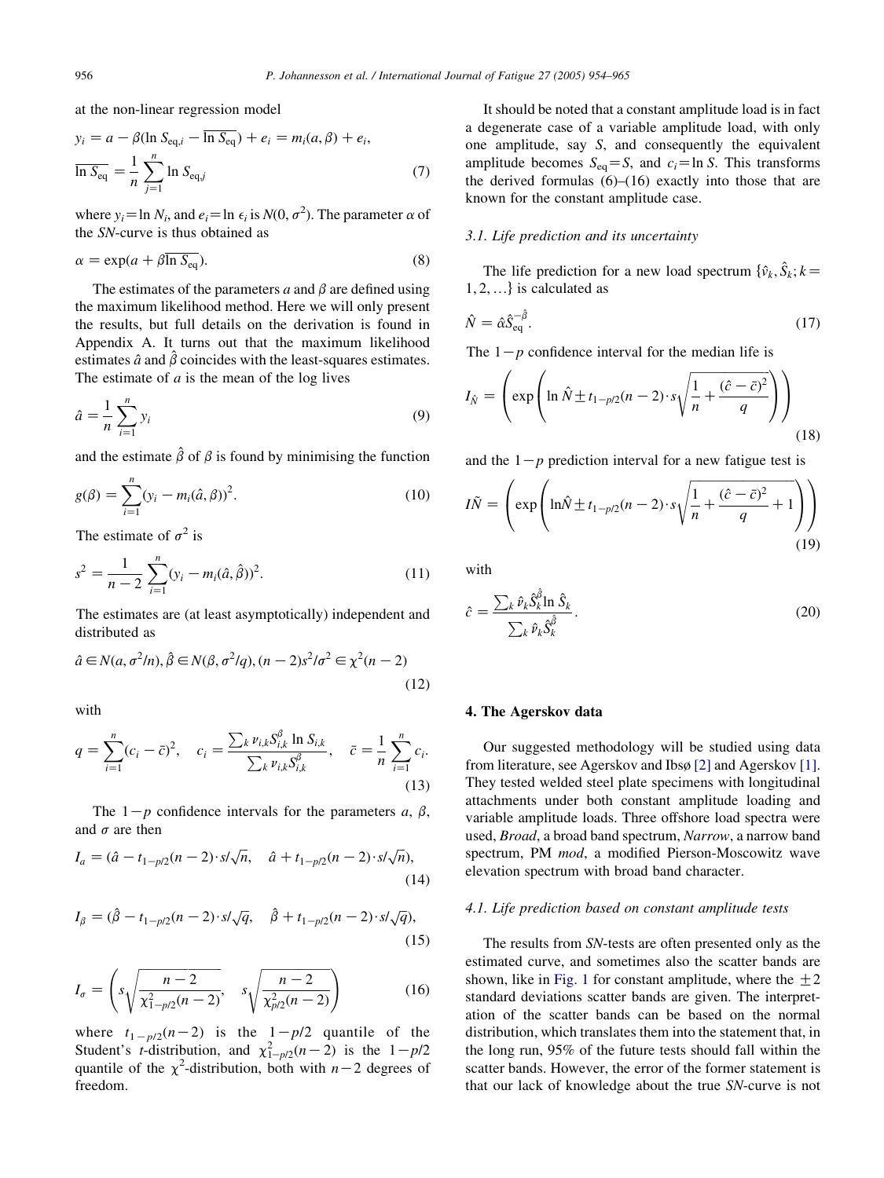at the non-linear regression model

$$y_i = a - \beta(\ln S_{\mathrm{eq},i} - \overline{\ln S_{\mathrm{eq}}}) + e_i = m_i(a, \beta) + e_i,$$
$$\overline{\ln S_{\mathrm{eq}}} = \frac{1}{n}\sum_{j=1}^{n} \ln S_{\mathrm{eq},j} \tag{7}$$

where $y_i = \ln N_i$, and $e_i = \ln \epsilon_i$ is $N(0, \sigma^2)$. The parameter $\alpha$ of the *SN*-curve is thus obtained as

$$\alpha = \exp(a + \beta \overline{\ln S_{\mathrm{eq}}}). \tag{8}$$

The estimates of the parameters $a$ and $\beta$ are defined using the maximum likelihood method. Here we will only present the results, but full details on the derivation is found in Appendix A. It turns out that the maximum likelihood estimates $\hat{a}$ and $\hat{\beta}$ coincides with the least-squares estimates. The estimate of $a$ is the mean of the log lives

$$\hat{a} = \frac{1}{n}\sum_{i=1}^{n} y_i \tag{9}$$

and the estimate $\hat{\beta}$ of $\beta$ is found by minimising the function

$$g(\beta) = \sum_{i=1}^{n} (y_i - m_i(\hat{a}, \beta))^2. \tag{10}$$

The estimate of $\sigma^2$ is

$$s^2 = \frac{1}{n-2}\sum_{i=1}^{n} (y_i - m_i(\hat{a}, \hat{\beta}))^2. \tag{11}$$

The estimates are (at least asymptotically) independent and distributed as

$$\hat{a} \in N(a, \sigma^2/n), \hat{\beta} \in N(\beta, \sigma^2/q), (n-2)s^2/\sigma^2 \in \chi^2(n-2) \tag{12}$$

with

$$q = \sum_{i=1}^{n} (c_i - \bar{c})^2, \quad c_i = \frac{\sum_k \nu_{i,k} S_{i,k}^{\beta} \ln S_{i,k}}{\sum_k \nu_{i,k} S_{i,k}^{\beta}}, \quad \bar{c} = \frac{1}{n}\sum_{i=1}^{n} c_i. \tag{13}$$

The $1-p$ confidence intervals for the parameters $a$, $\beta$, and $\sigma$ are then

$$I_a = (\hat{a} - t_{1-p/2}(n-2)\cdot s/\sqrt{n}, \quad \hat{a} + t_{1-p/2}(n-2)\cdot s/\sqrt{n}), \tag{14}$$

$$I_\beta = (\hat{\beta} - t_{1-p/2}(n-2)\cdot s/\sqrt{q}, \quad \hat{\beta} + t_{1-p/2}(n-2)\cdot s/\sqrt{q}), \tag{15}$$

$$I_\sigma = \left( s\sqrt{\frac{n-2}{\chi^2_{1-p/2}(n-2)}}, \quad s\sqrt{\frac{n-2}{\chi^2_{p/2}(n-2)}} \right) \tag{16}$$

where $t_{1-p/2}(n-2)$ is the $1-p/2$ quantile of the Student's *t*-distribution, and $\chi^2_{1-p/2}(n-2)$ is the $1-p/2$ quantile of the $\chi^2$-distribution, both with $n-2$ degrees of freedom.

It should be noted that a constant amplitude load is in fact a degenerate case of a variable amplitude load, with only one amplitude, say $S$, and consequently the equivalent amplitude becomes $S_{\mathrm{eq}} = S$, and $c_i = \ln S$. This transforms the derived formulas (6)–(16) exactly into those that are known for the constant amplitude case.

### 3.1. Life prediction and its uncertainty

The life prediction for a new load spectrum $\{\hat{\nu}_k, \hat{S}_k; k = 1, 2, \ldots\}$ is calculated as

$$\hat{N} = \hat{\alpha}\hat{S}_{\mathrm{eq}}^{-\hat{\beta}}. \tag{17}$$

The $1-p$ confidence interval for the median life is

$$I_{\hat{N}} = \left( \exp\left( \ln \hat{N} \pm t_{1-p/2}(n-2)\cdot s\sqrt{\frac{1}{n} + \frac{(\hat{c}-\bar{c})^2}{q}} \right) \right) \tag{18}$$

and the $1-p$ prediction interval for a new fatigue test is

$$I\tilde{N} = \left( \exp\left( \ln\hat{N} \pm t_{1-p/2}(n-2)\cdot s\sqrt{\frac{1}{n} + \frac{(\hat{c}-\bar{c})^2}{q} + 1} \right) \right) \tag{19}$$

with

$$\hat{c} = \frac{\sum_k \hat{\nu}_k \hat{S}_k^{\hat{\beta}} \ln \hat{S}_k}{\sum_k \hat{\nu}_k \hat{S}_k^{\hat{\beta}}}. \tag{20}$$

## 4. The Agerskov data

Our suggested methodology will be studied using data from literature, see Agerskov and Ibsø [2] and Agerskov [1]. They tested welded steel plate specimens with longitudinal attachments under both constant amplitude loading and variable amplitude loads. Three offshore load spectra were used, *Broad*, a broad band spectrum, *Narrow*, a narrow band spectrum, PM *mod*, a modified Pierson-Moscowitz wave elevation spectrum with broad band character.

### 4.1. Life prediction based on constant amplitude tests

The results from *SN*-tests are often presented only as the estimated curve, and sometimes also the scatter bands are shown, like in Fig. 1 for constant amplitude, where the $\pm 2$ standard deviations scatter bands are given. The interpretation of the scatter bands can be based on the normal distribution, which translates them into the statement that, in the long run, 95% of the future tests should fall within the scatter bands. However, the error of the former statement is that our lack of knowledge about the true *SN*-curve is not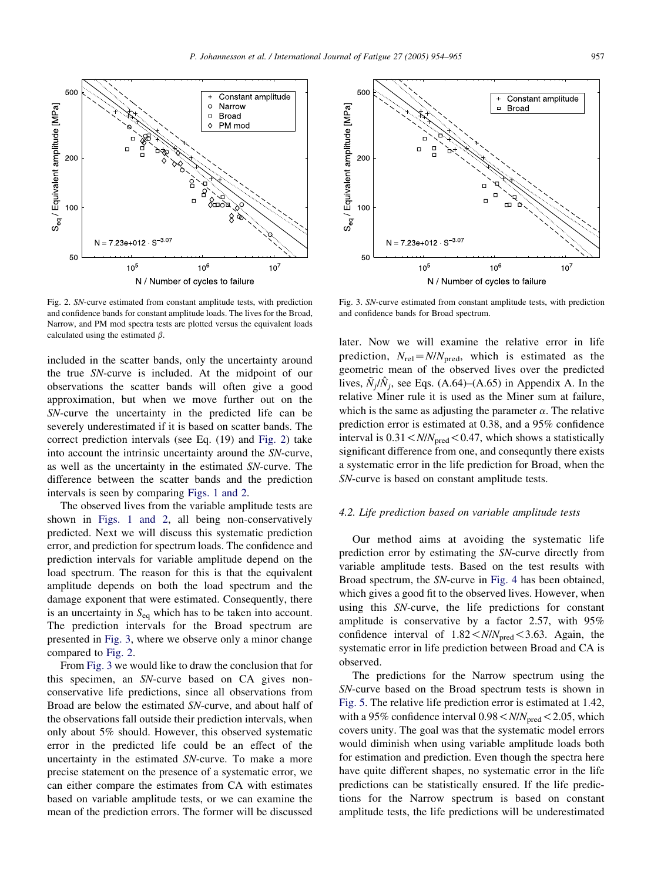Fig. 2. *SN*-curve estimated from constant amplitude tests, with prediction and confidence bands for constant amplitude loads. The lives for the Broad, Narrow, and PM mod spectra tests are plotted versus the equivalent loads calculated using the estimated $\beta$.

Fig. 3. *SN*-curve estimated from constant amplitude tests, with prediction and confidence bands for Broad spectrum.

included in the scatter bands, only the uncertainty around the true *SN*-curve is included. At the midpoint of our observations the scatter bands will often give a good approximation, but when we move further out on the *SN*-curve the uncertainty in the predicted life can be severely underestimated if it is based on scatter bands. The correct prediction intervals (see Eq. (19) and Fig. 2) take into account the intrinsic uncertainty around the *SN*-curve, as well as the uncertainty in the estimated *SN*-curve. The difference between the scatter bands and the prediction intervals is seen by comparing Figs. 1 and 2.

The observed lives from the variable amplitude tests are shown in Figs. 1 and 2, all being non-conservatively predicted. Next we will discuss this systematic prediction error, and prediction for spectrum loads. The confidence and prediction intervals for variable amplitude depend on the load spectrum. The reason for this is that the equivalent amplitude depends on both the load spectrum and the damage exponent that were estimated. Consequently, there is an uncertainty in $S_{\mathrm{eq}}$ which has to be taken into account. The prediction intervals for the Broad spectrum are presented in Fig. 3, where we observe only a minor change compared to Fig. 2.

From Fig. 3 we would like to draw the conclusion that for this specimen, an *SN*-curve based on CA gives non-conservative life predictions, since all observations from Broad are below the estimated *SN*-curve, and about half of the observations fall outside their prediction intervals, when only about 5% should. However, this observed systematic error in the predicted life could be an effect of the uncertainty in the estimated *SN*-curve. To make a more precise statement on the presence of a systematic error, we can either compare the estimates from CA with estimates based on variable amplitude tests, or we can examine the mean of the prediction errors. The former will be discussed later. Now we will examine the relative error in life prediction, $N_{\mathrm{rel}}=N/N_{\mathrm{pred}}$, which is estimated as the geometric mean of the observed lives over the predicted lives, $\tilde{N}_j/\hat{N}_j$, see Eqs. (A.64)–(A.65) in Appendix A. In the relative Miner rule it is used as the Miner sum at failure, which is the same as adjusting the parameter $\alpha$. The relative prediction error is estimated at 0.38, and a 95% confidence interval is $0.31<N/N_{\mathrm{pred}}<0.47$, which shows a statistically significant difference from one, and consequntly there exists a systematic error in the life prediction for Broad, when the *SN*-curve is based on constant amplitude tests.

### 4.2. Life prediction based on variable amplitude tests

Our method aims at avoiding the systematic life prediction error by estimating the *SN*-curve directly from variable amplitude tests. Based on the test results with Broad spectrum, the *SN*-curve in Fig. 4 has been obtained, which gives a good fit to the observed lives. However, when using this *SN*-curve, the life predictions for constant amplitude is conservative by a factor 2.57, with 95% confidence interval of $1.82<N/N_{\mathrm{pred}}<3.63$. Again, the systematic error in life prediction between Broad and CA is observed.

The predictions for the Narrow spectrum using the *SN*-curve based on the Broad spectrum tests is shown in Fig. 5. The relative life prediction error is estimated at 1.42, with a 95% confidence interval $0.98<N/N_{\mathrm{pred}}<2.05$, which covers unity. The goal was that the systematic model errors would diminish when using variable amplitude loads both for estimation and prediction. Even though the spectra here have quite different shapes, no systematic error in the life predictions can be statistically ensured. If the life predictions for the Narrow spectrum is based on constant amplitude tests, the life predictions will be underestimated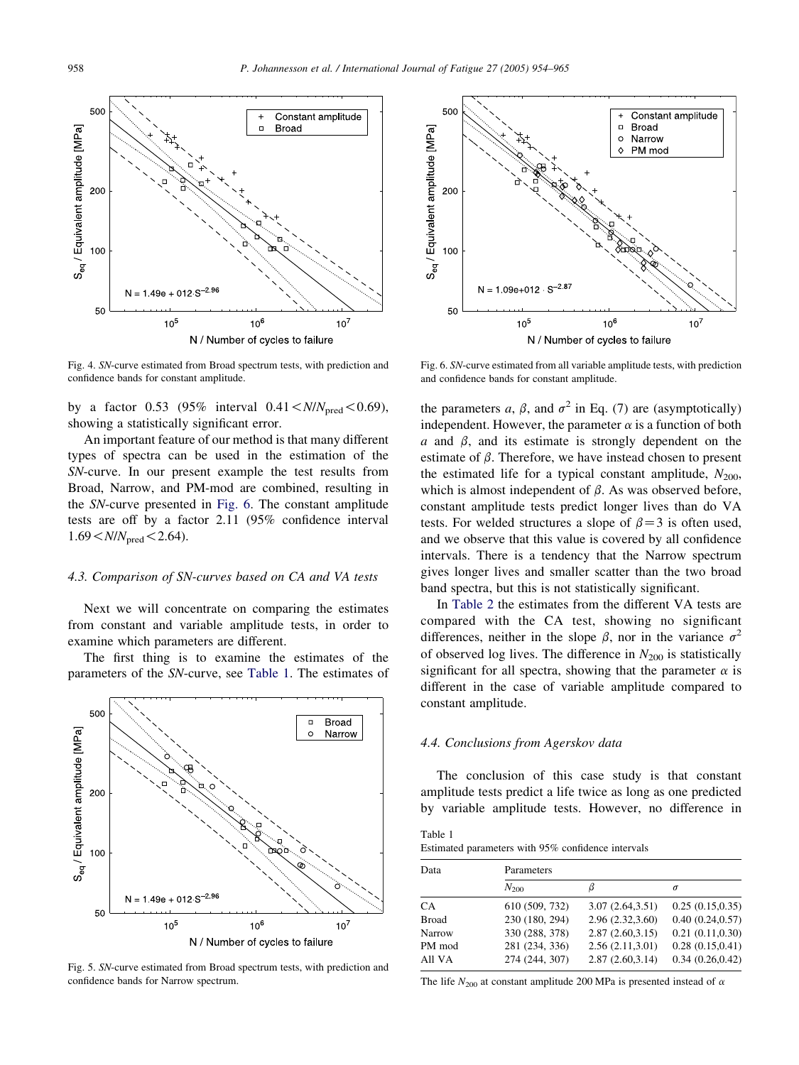Fig. 4. *SN*-curve estimated from Broad spectrum tests, with prediction and confidence bands for constant amplitude.

Fig. 5. *SN*-curve estimated from Broad spectrum tests, with prediction and confidence bands for Narrow spectrum.

Fig. 6. *SN*-curve estimated from all variable amplitude tests, with prediction and confidence bands for constant amplitude.

by a factor 0.53 (95% interval $0.41<N/N_{pred}<0.69$), showing a statistically significant error.

An important feature of our method is that many different types of spectra can be used in the estimation of the *SN*-curve. In our present example the test results from Broad, Narrow, and PM-mod are combined, resulting in the *SN*-curve presented in Fig. 6. The constant amplitude tests are off by a factor 2.11 (95% confidence interval $1.69<N/N_{pred}<2.64$).

### 4.3. Comparison of SN-curves based on CA and VA tests

Next we will concentrate on comparing the estimates from constant and variable amplitude tests, in order to examine which parameters are different.

The first thing is to examine the estimates of the parameters of the *SN*-curve, see Table 1. The estimates of the parameters $a$, $\beta$, and $\sigma^2$ in Eq. (7) are (asymptotically) independent. However, the parameter $\alpha$ is a function of both $a$ and $\beta$, and its estimate is strongly dependent on the estimate of $\beta$. Therefore, we have instead chosen to present the estimated life for a typical constant amplitude, $N_{200}$, which is almost independent of $\beta$. As was observed before, constant amplitude tests predict longer lives than do VA tests. For welded structures a slope of $\beta=3$ is often used, and we observe that this value is covered by all confidence intervals. There is a tendency that the Narrow spectrum gives longer lives and smaller scatter than the two broad band spectra, but this is not statistically significant.

In Table 2 the estimates from the different VA tests are compared with the CA test, showing no significant differences, neither in the slope $\beta$, nor in the variance $\sigma^2$ of observed log lives. The difference in $N_{200}$ is statistically significant for all spectra, showing that the parameter $\alpha$ is different in the case of variable amplitude compared to constant amplitude.

### 4.4. Conclusions from Agerskov data

The conclusion of this case study is that constant amplitude tests predict a life twice as long as one predicted by variable amplitude tests. However, no difference in

Table 1
Estimated parameters with 95% confidence intervals

| Data | Parameters | | |
|---|---|---|---|
| | $N_{200}$ | $\beta$ | $\sigma$ |
| CA | 610 (509, 732) | 3.07 (2.64,3.51) | 0.25 (0.15,0.35) |
| Broad | 230 (180, 294) | 2.96 (2.32,3.60) | 0.40 (0.24,0.57) |
| Narrow | 330 (288, 378) | 2.87 (2.60,3.15) | 0.21 (0.11,0.30) |
| PM mod | 281 (234, 336) | 2.56 (2.11,3.01) | 0.28 (0.15,0.41) |
| All VA | 274 (244, 307) | 2.87 (2.60,3.14) | 0.34 (0.26,0.42) |

The life $N_{200}$ at constant amplitude 200 MPa is presented instead of $\alpha$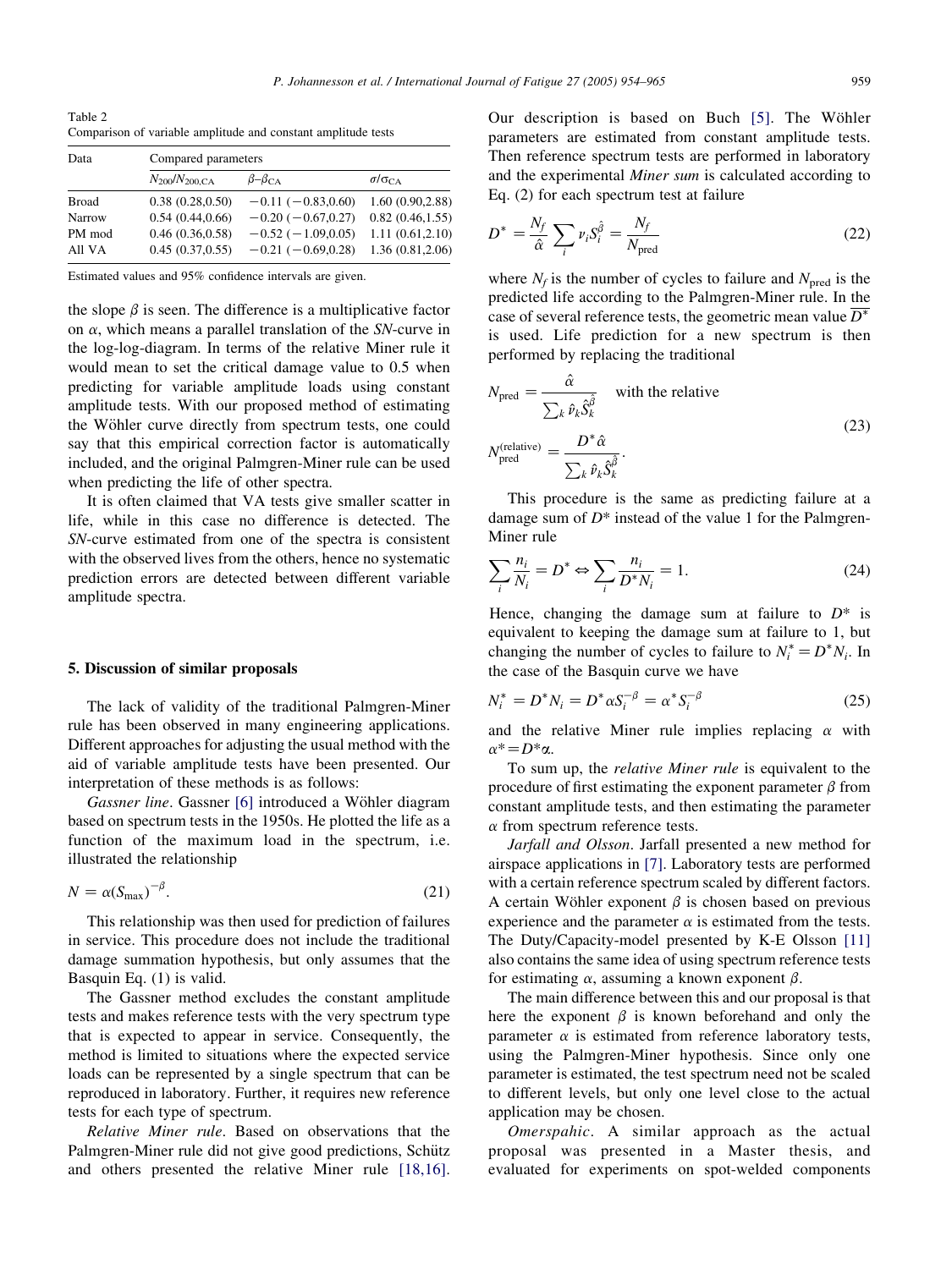Table 2
Comparison of variable amplitude and constant amplitude tests

| Data | Compared parameters | | |
|---|---|---|---|
| | $N_{200}/N_{200,\mathrm{CA}}$ | $\beta-\beta_{\mathrm{CA}}$ | $\sigma/\sigma_{\mathrm{CA}}$ |
| Broad | 0.38 (0.28,0.50) | −0.11 (−0.83,0.60) | 1.60 (0.90,2.88) |
| Narrow | 0.54 (0.44,0.66) | −0.20 (−0.67,0.27) | 0.82 (0.46,1.55) |
| PM mod | 0.46 (0.36,0.58) | −0.52 (−1.09,0.05) | 1.11 (0.61,2.10) |
| All VA | 0.45 (0.37,0.55) | −0.21 (−0.69,0.28) | 1.36 (0.81,2.06) |

Estimated values and 95% confidence intervals are given.

the slope $\beta$ is seen. The difference is a multiplicative factor on $\alpha$, which means a parallel translation of the *SN*-curve in the log-log-diagram. In terms of the relative Miner rule it would mean to set the critical damage value to 0.5 when predicting for variable amplitude loads using constant amplitude tests. With our proposed method of estimating the Wöhler curve directly from spectrum tests, one could say that this empirical correction factor is automatically included, and the original Palmgren-Miner rule can be used when predicting the life of other spectra.

It is often claimed that VA tests give smaller scatter in life, while in this case no difference is detected. The *SN*-curve estimated from one of the spectra is consistent with the observed lives from the others, hence no systematic prediction errors are detected between different variable amplitude spectra.

## 5. Discussion of similar proposals

The lack of validity of the traditional Palmgren-Miner rule has been observed in many engineering applications. Different approaches for adjusting the usual method with the aid of variable amplitude tests have been presented. Our interpretation of these methods is as follows:

*Gassner line*. Gassner [6] introduced a Wöhler diagram based on spectrum tests in the 1950s. He plotted the life as a function of the maximum load in the spectrum, i.e. illustrated the relationship

$$N = \alpha (S_{\max})^{-\beta}. \tag{21}$$

This relationship was then used for prediction of failures in service. This procedure does not include the traditional damage summation hypothesis, but only assumes that the Basquin Eq. (1) is valid.

The Gassner method excludes the constant amplitude tests and makes reference tests with the very spectrum type that is expected to appear in service. Consequently, the method is limited to situations where the expected service loads can be represented by a single spectrum that can be reproduced in laboratory. Further, it requires new reference tests for each type of spectrum.

*Relative Miner rule*. Based on observations that the Palmgren-Miner rule did not give good predictions, Schütz and others presented the relative Miner rule [18,16]. Our description is based on Buch [5]. The Wöhler parameters are estimated from constant amplitude tests. Then reference spectrum tests are performed in laboratory and the experimental *Miner sum* is calculated according to Eq. (2) for each spectrum test at failure

$$D^* = \frac{N_f}{\hat{\alpha}} \sum_i \nu_i S_i^{\hat{\beta}} = \frac{N_f}{N_{\mathrm{pred}}} \tag{22}$$

where $N_f$ is the number of cycles to failure and $N_{\mathrm{pred}}$ is the predicted life according to the Palmgren-Miner rule. In the case of several reference tests, the geometric mean value $\overline{D^*}$ is used. Life prediction for a new spectrum is then performed by replacing the traditional

$$N_{\mathrm{pred}} = \frac{\hat{\alpha}}{\sum_k \hat{\nu}_k \hat{S}_k^{\hat{\beta}}} \quad \text{with the relative} \qquad N_{\mathrm{pred}}^{(\mathrm{relative})} = \frac{D^* \hat{\alpha}}{\sum_k \hat{\nu}_k \hat{S}_k^{\hat{\beta}}}. \tag{23}$$

This procedure is the same as predicting failure at a damage sum of $D^*$ instead of the value 1 for the Palmgren-Miner rule

$$\sum_i \frac{n_i}{N_i} = D^* \Leftrightarrow \sum_i \frac{n_i}{D^* N_i} = 1. \tag{24}$$

Hence, changing the damage sum at failure to $D^*$ is equivalent to keeping the damage sum at failure to 1, but changing the number of cycles to failure to $N_i^* = D^* N_i$. In the case of the Basquin curve we have

$$N_i^* = D^* N_i = D^* \alpha S_i^{-\beta} = \alpha^* S_i^{-\beta} \tag{25}$$

and the relative Miner rule implies replacing $\alpha$ with $\alpha^* = D^* \alpha$.

To sum up, the *relative Miner rule* is equivalent to the procedure of first estimating the exponent parameter $\beta$ from constant amplitude tests, and then estimating the parameter $\alpha$ from spectrum reference tests.

*Jarfall and Olsson*. Jarfall presented a new method for airspace applications in [7]. Laboratory tests are performed with a certain reference spectrum scaled by different factors. A certain Wöhler exponent $\beta$ is chosen based on previous experience and the parameter $\alpha$ is estimated from the tests. The Duty/Capacity-model presented by K-E Olsson [11] also contains the same idea of using spectrum reference tests for estimating $\alpha$, assuming a known exponent $\beta$.

The main difference between this and our proposal is that here the exponent $\beta$ is known beforehand and only the parameter $\alpha$ is estimated from reference laboratory tests, using the Palmgren-Miner hypothesis. Since only one parameter is estimated, the test spectrum need not be scaled to different levels, but only one level close to the actual application may be chosen.

*Omerspahic*. A similar approach as the actual proposal was presented in a Master thesis, and evaluated for experiments on spot-welded components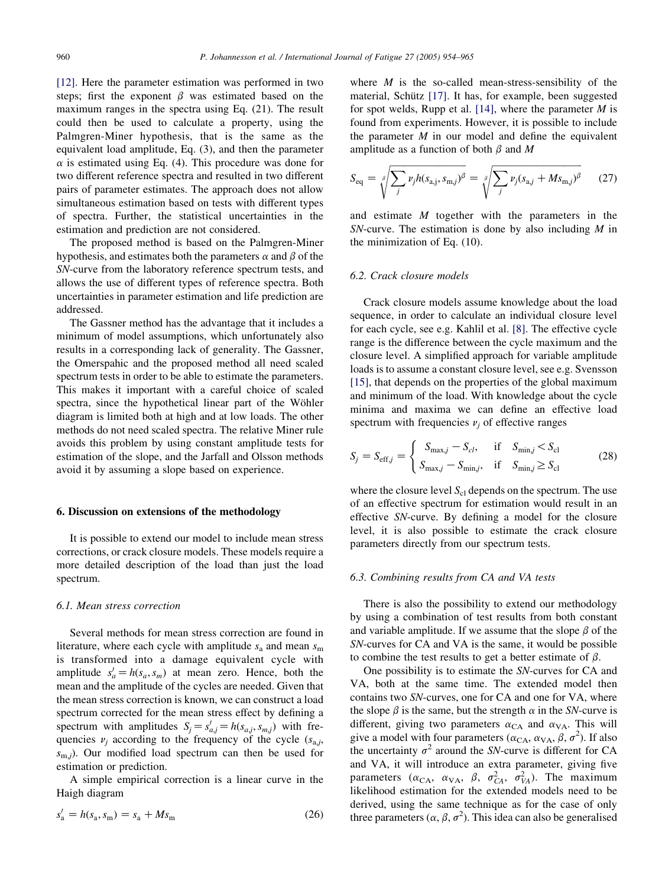[12]. Here the parameter estimation was performed in two steps; first the exponent $\beta$ was estimated based on the maximum ranges in the spectra using Eq. (21). The result could then be used to calculate a property, using the Palmgren-Miner hypothesis, that is the same as the equivalent load amplitude, Eq. (3), and then the parameter $\alpha$ is estimated using Eq. (4). This procedure was done for two different reference spectra and resulted in two different pairs of parameter estimates. The approach does not allow simultaneous estimation based on tests with different types of spectra. Further, the statistical uncertainties in the estimation and prediction are not considered.

The proposed method is based on the Palmgren-Miner hypothesis, and estimates both the parameters $\alpha$ and $\beta$ of the *SN*-curve from the laboratory reference spectrum tests, and allows the use of different types of reference spectra. Both uncertainties in parameter estimation and life prediction are addressed.

The Gassner method has the advantage that it includes a minimum of model assumptions, which unfortunately also results in a corresponding lack of generality. The Gassner, the Omerspahic and the proposed method all need scaled spectrum tests in order to be able to estimate the parameters. This makes it important with a careful choice of scaled spectra, since the hypothetical linear part of the Wöhler diagram is limited both at high and at low loads. The other methods do not need scaled spectra. The relative Miner rule avoids this problem by using constant amplitude tests for estimation of the slope, and the Jarfall and Olsson methods avoid it by assuming a slope based on experience.

## 6. Discussion on extensions of the methodology

It is possible to extend our model to include mean stress corrections, or crack closure models. These models require a more detailed description of the load than just the load spectrum.

### 6.1. Mean stress correction

Several methods for mean stress correction are found in literature, where each cycle with amplitude $s_a$ and mean $s_m$ is transformed into a damage equivalent cycle with amplitude $s'_a = h(s_a, s_m)$ at mean zero. Hence, both the mean and the amplitude of the cycles are needed. Given that the mean stress correction is known, we can construct a load spectrum corrected for the mean stress effect by defining a spectrum with amplitudes $S_j = s'_{a,j} = h(s_{a,j}, s_{m,j})$ with frequencies $\nu_j$ according to the frequency of the cycle ($s_{a,j}$, $s_{m,j}$). Our modified load spectrum can then be used for estimation or prediction.

A simple empirical correction is a linear curve in the Haigh diagram

$$s'_a = h(s_a, s_m) = s_a + M s_m \tag{26}$$

where $M$ is the so-called mean-stress-sensibility of the material, Schütz [17]. It has, for example, been suggested for spot welds, Rupp et al. [14], where the parameter $M$ is found from experiments. However, it is possible to include the parameter $M$ in our model and define the equivalent amplitude as a function of both $\beta$ and $M$

$$S_{\mathrm{eq}} = \sqrt[\beta]{\sum_j \nu_j h(s_{a,j}, s_{m,j})^\beta} = \sqrt[\beta]{\sum_j \nu_j (s_{a,j} + M s_{m,j})^\beta} \tag{27}$$

and estimate $M$ together with the parameters in the *SN*-curve. The estimation is done by also including $M$ in the minimization of Eq. (10).

### 6.2. Crack closure models

Crack closure models assume knowledge about the load sequence, in order to calculate an individual closure level for each cycle, see e.g. Kahlil et al. [8]. The effective cycle range is the difference between the cycle maximum and the closure level. A simplified approach for variable amplitude loads is to assume a constant closure level, see e.g. Svensson [15], that depends on the properties of the global maximum and minimum of the load. With knowledge about the cycle minima and maxima we can define an effective load spectrum with frequencies $\nu_j$ of effective ranges

$$S_j = S_{\mathrm{eff},j} = \begin{cases} S_{\max,j} - S_{cl}, & \text{if} \quad S_{\min,j} < S_{\mathrm{cl}} \\ S_{\max,j} - S_{\min,j}, & \text{if} \quad S_{\min,j} \geq S_{\mathrm{cl}} \end{cases} \tag{28}$$

where the closure level $S_{\mathrm{cl}}$ depends on the spectrum. The use of an effective spectrum for estimation would result in an effective *SN*-curve. By defining a model for the closure level, it is also possible to estimate the crack closure parameters directly from our spectrum tests.

### 6.3. Combining results from CA and VA tests

There is also the possibility to extend our methodology by using a combination of test results from both constant and variable amplitude. If we assume that the slope $\beta$ of the *SN*-curves for CA and VA is the same, it would be possible to combine the test results to get a better estimate of $\beta$.

One possibility is to estimate the *SN*-curves for CA and VA, both at the same time. The extended model then contains two *SN*-curves, one for CA and one for VA, where the slope $\beta$ is the same, but the strength $\alpha$ in the *SN*-curve is different, giving two parameters $\alpha_{\mathrm{CA}}$ and $\alpha_{\mathrm{VA}}$. This will give a model with four parameters ($\alpha_{\mathrm{CA}}$, $\alpha_{\mathrm{VA}}$, $\beta$, $\sigma^2$). If also the uncertainty $\sigma^2$ around the *SN*-curve is different for CA and VA, it will introduce an extra parameter, giving five parameters ($\alpha_{\mathrm{CA}}$, $\alpha_{\mathrm{VA}}$, $\beta$, $\sigma^2_{CA}$, $\sigma^2_{VA}$). The maximum likelihood estimation for the extended models need to be derived, using the same technique as for the case of only three parameters ($\alpha$, $\beta$, $\sigma^2$). This idea can also be generalised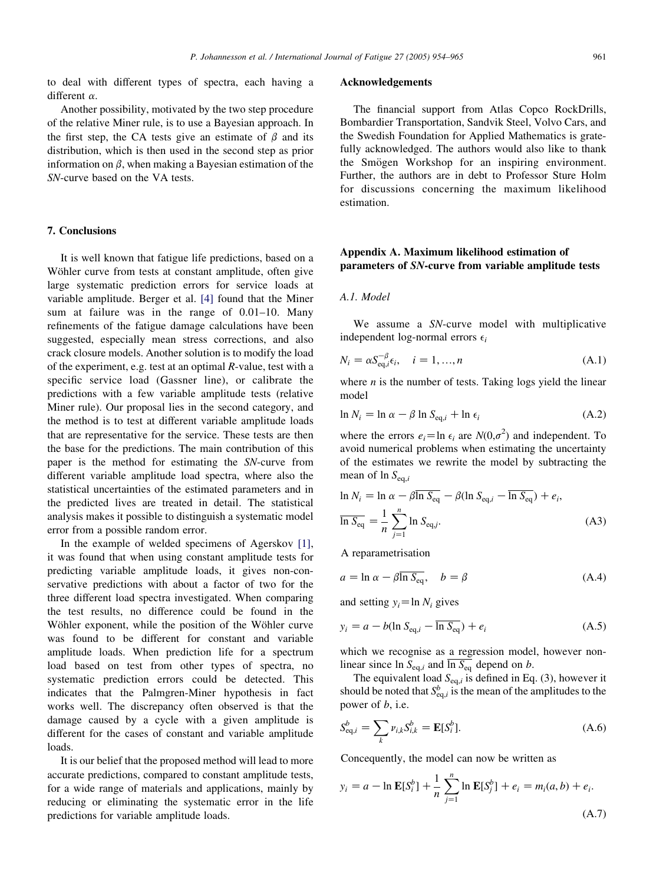to deal with different types of spectra, each having a different $\alpha$.

Another possibility, motivated by the two step procedure of the relative Miner rule, is to use a Bayesian approach. In the first step, the CA tests give an estimate of $\beta$ and its distribution, which is then used in the second step as prior information on $\beta$, when making a Bayesian estimation of the *SN*-curve based on the VA tests.

## 7. Conclusions

It is well known that fatigue life predictions, based on a Wöhler curve from tests at constant amplitude, often give large systematic prediction errors for service loads at variable amplitude. Berger et al. [4] found that the Miner sum at failure was in the range of 0.01–10. Many refinements of the fatigue damage calculations have been suggested, especially mean stress corrections, and also crack closure models. Another solution is to modify the load of the experiment, e.g. test at an optimal *R*-value, test with a specific service load (Gassner line), or calibrate the predictions with a few variable amplitude tests (relative Miner rule). Our proposal lies in the second category, and the method is to test at different variable amplitude loads that are representative for the service. These tests are then the base for the predictions. The main contribution of this paper is the method for estimating the *SN*-curve from different variable amplitude load spectra, where also the statistical uncertainties of the estimated parameters and in the predicted lives are treated in detail. The statistical analysis makes it possible to distinguish a systematic model error from a possible random error.

In the example of welded specimens of Agerskov [1], it was found that when using constant amplitude tests for predicting variable amplitude loads, it gives non-conservative predictions with about a factor of two for the three different load spectra investigated. When comparing the test results, no difference could be found in the Wöhler exponent, while the position of the Wöhler curve was found to be different for constant and variable amplitude loads. When prediction life for a spectrum load based on test from other types of spectra, no systematic prediction errors could be detected. This indicates that the Palmgren-Miner hypothesis in fact works well. The discrepancy often observed is that the damage caused by a cycle with a given amplitude is different for the cases of constant and variable amplitude loads.

It is our belief that the proposed method will lead to more accurate predictions, compared to constant amplitude tests, for a wide range of materials and applications, mainly by reducing or eliminating the systematic error in the life predictions for variable amplitude loads.

## Acknowledgements

The financial support from Atlas Copco RockDrills, Bombardier Transportation, Sandvik Steel, Volvo Cars, and the Swedish Foundation for Applied Mathematics is gratefully acknowledged. The authors would also like to thank the Smögen Workshop for an inspiring environment. Further, the authors are in debt to Professor Sture Holm for discussions concerning the maximum likelihood estimation.

## Appendix A. Maximum likelihood estimation of parameters of *SN*-curve from variable amplitude tests

### *A.1. Model*

We assume a *SN*-curve model with multiplicative independent log-normal errors $\epsilon_i$

$$N_i = \alpha S_{\mathrm{eq},i}^{-\beta} \epsilon_i, \quad i = 1, \ldots, n \tag{A.1}$$

where $n$ is the number of tests. Taking logs yield the linear model

$$\ln N_i = \ln \alpha - \beta \ln S_{\mathrm{eq},i} + \ln \epsilon_i \tag{A.2}$$

where the errors $e_i = \ln \epsilon_i$ are $N(0,\sigma^2)$ and independent. To avoid numerical problems when estimating the uncertainty of the estimates we rewrite the model by subtracting the mean of $\ln S_{\mathrm{eq},i}$

$$\ln N_i = \ln \alpha - \beta \overline{\ln S_{\mathrm{eq}}} - \beta(\ln S_{\mathrm{eq},i} - \overline{\ln S_{\mathrm{eq}}}) + e_i,$$
$$\overline{\ln S_{\mathrm{eq}}} = \frac{1}{n} \sum_{j=1}^{n} \ln S_{\mathrm{eq},j}. \tag{A3}$$

A reparametrisation

$$a = \ln \alpha - \beta \overline{\ln S_{\mathrm{eq}}}, \quad b = \beta \tag{A.4}$$

and setting $y_i = \ln N_i$ gives

$$y_i = a - b(\ln S_{\mathrm{eq},i} - \overline{\ln S_{\mathrm{eq}}}) + e_i \tag{A.5}$$

which we recognise as a regression model, however non-linear since $\ln S_{\mathrm{eq},i}$ and $\overline{\ln S_{\mathrm{eq}}}$ depend on $b$.

The equivalent load $S_{\mathrm{eq},i}$ is defined in Eq. (3), however it should be noted that $S_{\mathrm{eq},i}^b$ is the mean of the amplitudes to the power of $b$, i.e.

$$S_{\mathrm{eq},i}^b = \sum_k \nu_{i,k} S_{i,k}^b = \mathbf{E}[S_i^b]. \tag{A.6}$$

Concequently, the model can now be written as

$$y_i = a - \ln \mathbf{E}[S_i^b] + \frac{1}{n} \sum_{j=1}^{n} \ln \mathbf{E}[S_j^b] + e_i = m_i(a,b) + e_i. \tag{A.7}$$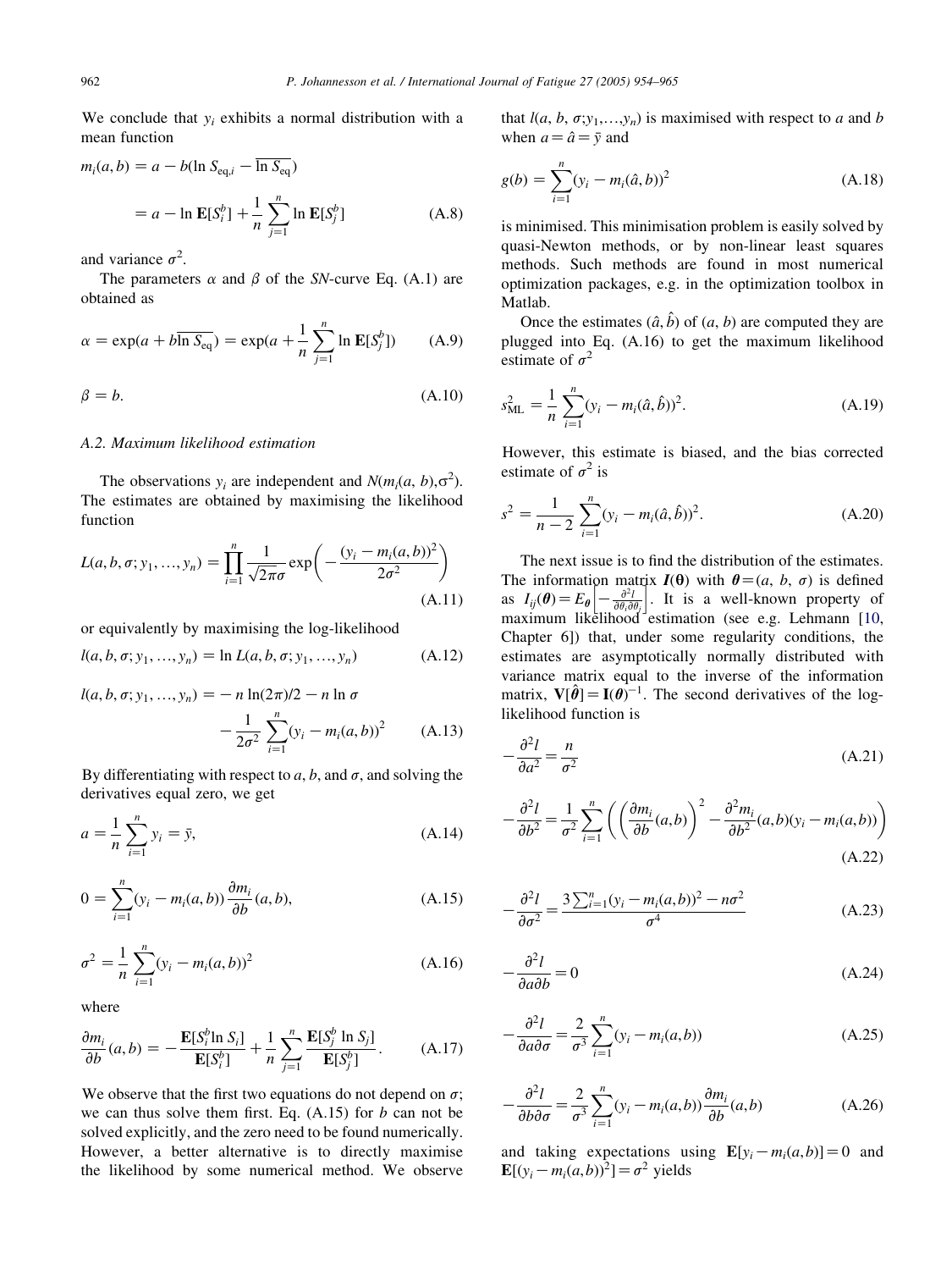We conclude that $y_i$ exhibits a normal distribution with a mean function

$$m_i(a,b) = a - b(\ln S_{\mathrm{eq},i} - \overline{\ln S_{\mathrm{eq}}})$$

$$= a - \ln \mathbf{E}[S_i^b] + \frac{1}{n}\sum_{j=1}^{n} \ln \mathbf{E}[S_j^b] \tag{A.8}$$

and variance $\sigma^2$.

The parameters $\alpha$ and $\beta$ of the *SN*-curve Eq. (A.1) are obtained as

$$\alpha = \exp(a + b\overline{\ln S_{\mathrm{eq}}}) = \exp(a + \frac{1}{n}\sum_{j=1}^{n} \ln \mathbf{E}[S_j^b]) \tag{A.9}$$

$$\beta = b. \tag{A.10}$$

### A.2. Maximum likelihood estimation

The observations $y_i$ are independent and $N(m_i(a, b), \sigma^2)$. The estimates are obtained by maximising the likelihood function

$$L(a,b,\sigma;y_1,\ldots,y_n) = \prod_{i=1}^{n} \frac{1}{\sqrt{2\pi}\sigma} \exp\left(-\frac{(y_i - m_i(a,b))^2}{2\sigma^2}\right) \tag{A.11}$$

or equivalently by maximising the log-likelihood

$$l(a,b,\sigma;y_1,\ldots,y_n) = \ln L(a,b,\sigma;y_1,\ldots,y_n) \tag{A.12}$$

$$l(a,b,\sigma;y_1,\ldots,y_n) = -n\ln(2\pi)/2 - n\ln\sigma - \frac{1}{2\sigma^2}\sum_{i=1}^{n}(y_i - m_i(a,b))^2 \tag{A.13}$$

By differentiating with respect to $a$, $b$, and $\sigma$, and solving the derivatives equal zero, we get

$$a = \frac{1}{n}\sum_{i=1}^{n} y_i = \bar{y}, \tag{A.14}$$

$$0 = \sum_{i=1}^{n}(y_i - m_i(a,b))\frac{\partial m_i}{\partial b}(a,b), \tag{A.15}$$

$$\sigma^2 = \frac{1}{n}\sum_{i=1}^{n}(y_i - m_i(a,b))^2 \tag{A.16}$$

where

$$\frac{\partial m_i}{\partial b}(a,b) = -\frac{\mathbf{E}[S_i^b \ln S_i]}{\mathbf{E}[S_i^b]} + \frac{1}{n}\sum_{j=1}^{n}\frac{\mathbf{E}[S_j^b \ln S_j]}{\mathbf{E}[S_j^b]}. \tag{A.17}$$

We observe that the first two equations do not depend on $\sigma$; we can thus solve them first. Eq. (A.15) for $b$ can not be solved explicitly, and the zero need to be found numerically. However, a better alternative is to directly maximise the likelihood by some numerical method. We observe that $l(a, b, \sigma; y_1,\ldots,y_n)$ is maximised with respect to $a$ and $b$ when $a = \hat{a} = \bar{y}$ and

$$g(b) = \sum_{i=1}^{n}(y_i - m_i(\hat{a},b))^2 \tag{A.18}$$

is minimised. This minimisation problem is easily solved by quasi-Newton methods, or by non-linear least squares methods. Such methods are found in most numerical optimization packages, e.g. in the optimization toolbox in Matlab.

Once the estimates $(\hat{a}, \hat{b})$ of $(a, b)$ are computed they are plugged into Eq. (A.16) to get the maximum likelihood estimate of $\sigma^2$

$$s_{\mathrm{ML}}^2 = \frac{1}{n}\sum_{i=1}^{n}(y_i - m_i(\hat{a},\hat{b}))^2. \tag{A.19}$$

However, this estimate is biased, and the bias corrected estimate of $\sigma^2$ is

$$s^2 = \frac{1}{n-2}\sum_{i=1}^{n}(y_i - m_i(\hat{a},\hat{b}))^2. \tag{A.20}$$

The next issue is to find the distribution of the estimates. The information matrix $\boldsymbol{I}(\boldsymbol{\theta})$ with $\boldsymbol{\theta} = (a, b, \sigma)$ is defined as $I_{ij}(\boldsymbol{\theta}) = E_{\boldsymbol{\theta}}\left[-\frac{\partial^2 l}{\partial\theta_i \partial\theta_j}\right]$. It is a well-known property of maximum likelihood estimation (see e.g. Lehmann [10, Chapter 6]) that, under some regularity conditions, the estimates are asymptotically normally distributed with variance matrix equal to the inverse of the information matrix, $\mathbf{V}[\hat{\boldsymbol{\theta}}] = \mathbf{I}(\boldsymbol{\theta})^{-1}$. The second derivatives of the log-likelihood function is

$$-\frac{\partial^2 l}{\partial a^2} = \frac{n}{\sigma^2} \tag{A.21}$$

$$-\frac{\partial^2 l}{\partial b^2} = \frac{1}{\sigma^2}\sum_{i=1}^{n}\left(\left(\frac{\partial m_i}{\partial b}(a,b)\right)^2 - \frac{\partial^2 m_i}{\partial b^2}(a,b)(y_i - m_i(a,b))\right) \tag{A.22}$$

$$-\frac{\partial^2 l}{\partial \sigma^2} = \frac{3\sum_{i=1}^{n}(y_i - m_i(a,b))^2 - n\sigma^2}{\sigma^4} \tag{A.23}$$

$$-\frac{\partial^2 l}{\partial a \partial b} = 0 \tag{A.24}$$

$$-\frac{\partial^2 l}{\partial a \partial \sigma} = \frac{2}{\sigma^3}\sum_{i=1}^{n}(y_i - m_i(a,b)) \tag{A.25}$$

$$-\frac{\partial^2 l}{\partial b \partial \sigma} = \frac{2}{\sigma^3}\sum_{i=1}^{n}(y_i - m_i(a,b))\frac{\partial m_i}{\partial b}(a,b) \tag{A.26}$$

and taking expectations using $\mathbf{E}[y_i - m_i(a,b)] = 0$ and $\mathbf{E}[(y_i - m_i(a,b))^2] = \sigma^2$ yields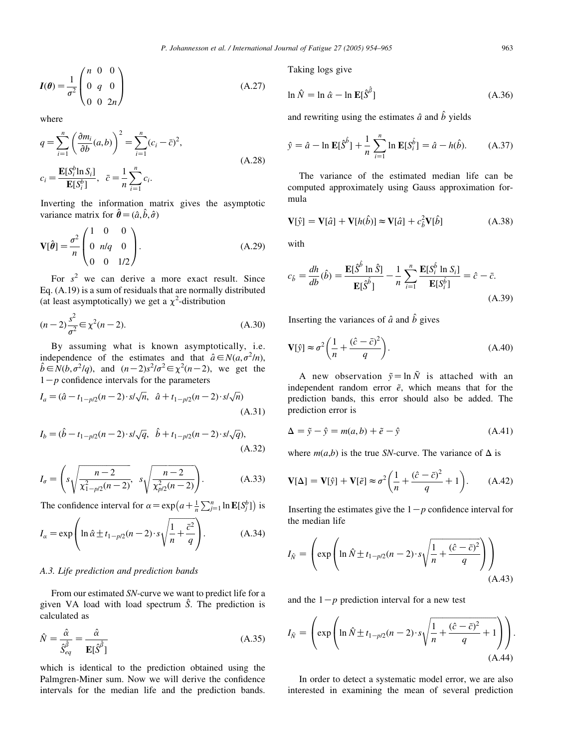$$\boldsymbol{I}(\boldsymbol{\theta}) = \frac{1}{\sigma^2}\begin{pmatrix} n & 0 & 0 \\ 0 & q & 0 \\ 0 & 0 & 2n \end{pmatrix} \tag{A.27}$$

where

$$q = \sum_{i=1}^{n}\left(\frac{\partial m_i}{\partial b}(a,b)\right)^2 = \sum_{i=1}^{n}(c_i - \bar{c})^2, \qquad c_i = \frac{\mathbf{E}[S_i^b \ln S_i]}{\mathbf{E}[S_i^b]}, \quad \bar{c} = \frac{1}{n}\sum_{i=1}^{n} c_i. \tag{A.28}$$

Inverting the information matrix gives the asymptotic variance matrix for $\hat{\boldsymbol{\theta}} = (\hat{a}, \hat{b}, \hat{\sigma})$

$$\mathbf{V}[\hat{\boldsymbol{\theta}}] = \frac{\sigma^2}{n}\begin{pmatrix} 1 & 0 & 0 \\ 0 & n/q & 0 \\ 0 & 0 & 1/2 \end{pmatrix}. \tag{A.29}$$

For $s^2$ we can derive a more exact result. Since Eq. (A.19) is a sum of residuals that are normally distributed (at least asymptotically) we get a $\chi^2$-distribution

$$(n-2)\frac{s^2}{\sigma^2} \in \chi^2(n-2). \tag{A.30}$$

By assuming what is known asymptotically, i.e. independence of the estimates and that $\hat{a} \in N(a, \sigma^2/n)$, $\hat{b} \in N(b, \sigma^2/q)$, and $(n-2)s^2/\sigma^2 \in \chi^2(n-2)$, we get the $1-p$ confidence intervals for the parameters

$$I_a = (\hat{a} - t_{1-p/2}(n-2)\cdot s/\sqrt{n}, \ \ \hat{a} + t_{1-p/2}(n-2)\cdot s/\sqrt{n}) \tag{A.31}$$

$$I_b = (\hat{b} - t_{1-p/2}(n-2)\cdot s/\sqrt{q}, \ \ \hat{b} + t_{1-p/2}(n-2)\cdot s/\sqrt{q}), \tag{A.32}$$

$$I_\sigma = \left( s\sqrt{\frac{n-2}{\chi^2_{1-p/2}(n-2)}}, \ \ s\sqrt{\frac{n-2}{\chi^2_{p/2}(n-2)}} \right). \tag{A.33}$$

The confidence interval for $\alpha = \exp\left(a + \frac{1}{n}\sum_{j=1}^{n}\ln \mathbf{E}[S_j^b]\right)$ is

$$I_\alpha = \exp\left( \ln\hat{\alpha} \pm t_{1-p/2}(n-2)\cdot s\sqrt{\frac{1}{n} + \frac{\bar{c}^2}{q}} \right). \tag{A.34}$$

### A.3. Life prediction and prediction bands

From our estimated *SN*-curve we want to predict life for a given VA load with load spectrum $\hat{S}$. The prediction is calculated as

$$\hat{N} = \frac{\hat{\alpha}}{\hat{S}_{eq}^{\hat{\beta}}} = \frac{\hat{\alpha}}{\mathbf{E}[\hat{S}^{\hat{\beta}}]} \tag{A.35}$$

which is identical to the prediction obtained using the Palmgren-Miner sum. Now we will derive the confidence intervals for the median life and the prediction bands. Taking logs give

$$\ln\hat{N} = \ln\hat{\alpha} - \ln \mathbf{E}[\hat{S}^{\hat{\beta}}] \tag{A.36}$$

and rewriting using the estimates $\hat{a}$ and $\hat{b}$ yields

$$\hat{y} = \hat{a} - \ln \mathbf{E}[\hat{S}^{\hat{b}}] + \frac{1}{n}\sum_{i=1}^{n}\ln \mathbf{E}[S_i^{\hat{b}}] = \hat{a} - h(\hat{b}). \tag{A.37}$$

The variance of the estimated median life can be computed approximately using Gauss approximation formula

$$\mathbf{V}[\hat{y}] = \mathbf{V}[\hat{a}] + \mathbf{V}[h(\hat{b})] \approx \mathbf{V}[\hat{a}] + c_{\hat{b}}^2\mathbf{V}[\hat{b}] \tag{A.38}$$

with

$$c_{\hat{b}} = \frac{dh}{db}(\hat{b}) = \frac{\mathbf{E}[\hat{S}^{\hat{b}}\ln\hat{S}]}{\mathbf{E}[\hat{S}^{\hat{b}}]} - \frac{1}{n}\sum_{i=1}^{n}\frac{\mathbf{E}[S_i^{\hat{b}}\ln S_i]}{\mathbf{E}[S_i^{\hat{b}}]} = \hat{c} - \bar{c}. \tag{A.39}$$

Inserting the variances of $\hat{a}$ and $\hat{b}$ gives

$$\mathbf{V}[\hat{y}] \approx \sigma^2\left(\frac{1}{n} + \frac{(\hat{c}-\bar{c})^2}{q}\right). \tag{A.40}$$

A new observation $\tilde{y} = \ln\tilde{N}$ is attached with an independent random error $\tilde{e}$, which means that for the prediction bands, this error should also be added. The prediction error is

$$\Delta = \tilde{y} - \hat{y} = m(a,b) + \tilde{e} - \hat{y} \tag{A.41}$$

where $m(a,b)$ is the true *SN*-curve. The variance of $\Delta$ is

$$\mathbf{V}[\Delta] = \mathbf{V}[\hat{y}] + \mathbf{V}[\tilde{e}] \approx \sigma^2\left(\frac{1}{n} + \frac{(\hat{c}-\bar{c})^2}{q} + 1\right). \tag{A.42}$$

Inserting the estimates give the $1-p$ confidence interval for the median life

$$I_{\hat{N}} = \left( \exp\left( \ln\hat{N} \pm t_{1-p/2}(n-2)\cdot s\sqrt{\frac{1}{n} + \frac{(\hat{c}-\bar{c})^2}{q}} \right) \right) \tag{A.43}$$

and the $1-p$ prediction interval for a new test

$$I_{\tilde{N}} = \left( \exp\left( \ln\hat{N} \pm t_{1-p/2}(n-2)\cdot s\sqrt{\frac{1}{n} + \frac{(\hat{c}-\bar{c})^2}{q} + 1} \right) \right). \tag{A.44}$$

In order to detect a systematic model error, we are also interested in examining the mean of several prediction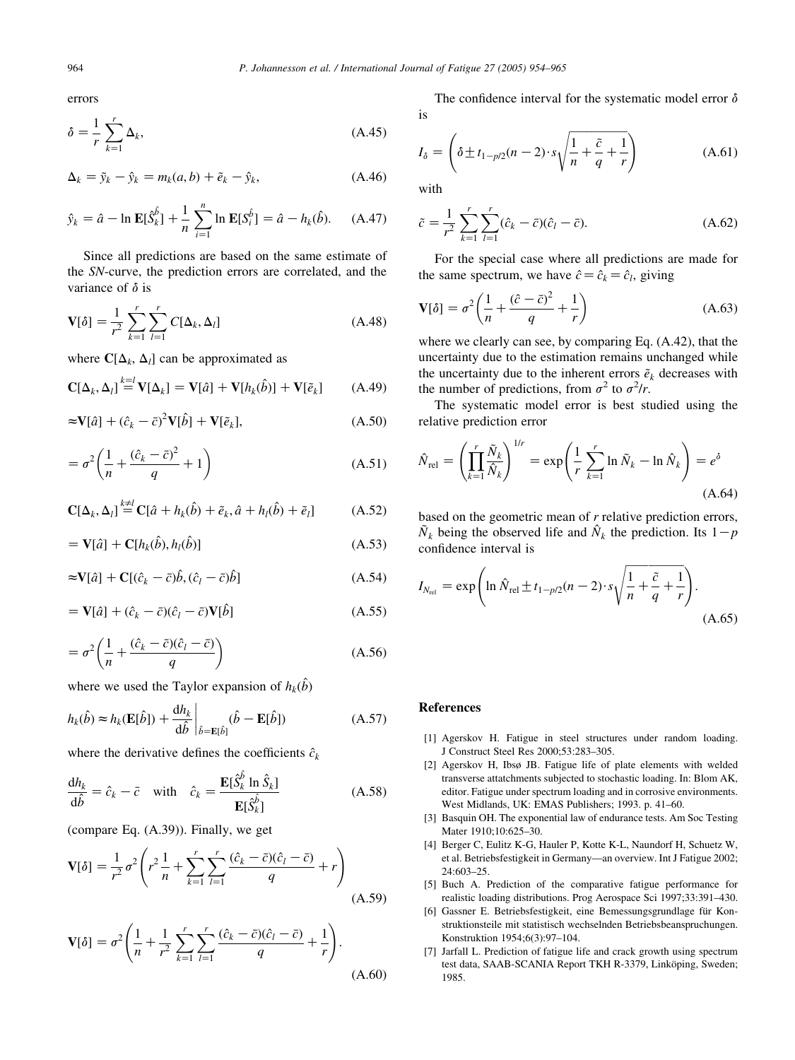errors

$$\delta = \frac{1}{r}\sum_{k=1}^{r} \Delta_k, \tag{A.45}$$

$$\Delta_k = \tilde{y}_k - \hat{y}_k = m_k(a,b) + \tilde{e}_k - \hat{y}_k, \tag{A.46}$$

$$\hat{y}_k = \hat{a} - \ln \mathbf{E}[\hat{S}_k^{\hat{b}}] + \frac{1}{n}\sum_{i=1}^{n} \ln \mathbf{E}[S_i^{\hat{b}}] = \hat{a} - h_k(\hat{b}). \tag{A.47}$$

Since all predictions are based on the same estimate of the *SN*-curve, the prediction errors are correlated, and the variance of $\delta$ is

$$\mathbf{V}[\delta] = \frac{1}{r^2}\sum_{k=1}^{r}\sum_{l=1}^{r} C[\Delta_k, \Delta_l] \tag{A.48}$$

where $\mathbf{C}[\Delta_k, \Delta_l]$ can be approximated as

$$\mathbf{C}[\Delta_k, \Delta_l] \overset{k=l}{=} \mathbf{V}[\Delta_k] = \mathbf{V}[\hat{a}] + \mathbf{V}[h_k(\hat{b})] + \mathbf{V}[\tilde{e}_k] \tag{A.49}$$

$$\approx \mathbf{V}[\hat{a}] + (\hat{c}_k - \bar{c})^2 \mathbf{V}[\hat{b}] + \mathbf{V}[\tilde{e}_k], \tag{A.50}$$

$$= \sigma^2\left(\frac{1}{n} + \frac{(\hat{c}_k - \bar{c})^2}{q} + 1\right) \tag{A.51}$$

$$\mathbf{C}[\Delta_k, \Delta_l] \overset{k\neq l}{=} \mathbf{C}[\hat{a} + h_k(\hat{b}) + \tilde{e}_k, \hat{a} + h_l(\hat{b}) + \tilde{e}_l] \tag{A.52}$$

$$= \mathbf{V}[\hat{a}] + \mathbf{C}[h_k(\hat{b}), h_l(\hat{b})] \tag{A.53}$$

$$\approx \mathbf{V}[\hat{a}] + \mathbf{C}[(\hat{c}_k - \bar{c})\hat{b}, (\hat{c}_l - \bar{c})\hat{b}] \tag{A.54}$$

$$= \mathbf{V}[\hat{a}] + (\hat{c}_k - \bar{c})(\hat{c}_l - \bar{c})\mathbf{V}[\hat{b}] \tag{A.55}$$

$$= \sigma^2\left(\frac{1}{n} + \frac{(\hat{c}_k - \bar{c})(\hat{c}_l - \bar{c})}{q}\right) \tag{A.56}$$

where we used the Taylor expansion of $h_k(\hat{b})$

$$h_k(\hat{b}) \approx h_k(\mathbf{E}[\hat{b}]) + \left.\frac{\mathrm{d}h_k}{\mathrm{d}\hat{b}}\right|_{\hat{b}=\mathbf{E}[\hat{b}]} (\hat{b} - \mathbf{E}[\hat{b}]) \tag{A.57}$$

where the derivative defines the coefficients $\hat{c}_k$

$$\frac{\mathrm{d}h_k}{\mathrm{d}\hat{b}} = \hat{c}_k - \bar{c} \quad \text{with} \quad \hat{c}_k = \frac{\mathbf{E}[\hat{S}_k^{\hat{b}} \ln \hat{S}_k]}{\mathbf{E}[\hat{S}_k^{\hat{b}}]} \tag{A.58}$$

(compare Eq. (A.39)). Finally, we get

$$\mathbf{V}[\delta] = \frac{1}{r^2}\sigma^2\left(r^2\frac{1}{n} + \sum_{k=1}^{r}\sum_{l=1}^{r}\frac{(\hat{c}_k - \bar{c})(\hat{c}_l - \bar{c})}{q} + r\right) \tag{A.59}$$

$$\mathbf{V}[\delta] = \sigma^2\left(\frac{1}{n} + \frac{1}{r^2}\sum_{k=1}^{r}\sum_{l=1}^{r}\frac{(\hat{c}_k - \bar{c})(\hat{c}_l - \bar{c})}{q} + \frac{1}{r}\right). \tag{A.60}$$

The confidence interval for the systematic model error $\delta$ is

$$I_\delta = \left(\delta \pm t_{1-p/2}(n-2)\cdot s\sqrt{\frac{1}{n} + \frac{\tilde{c}}{q} + \frac{1}{r}}\right) \tag{A.61}$$

with

$$\tilde{c} = \frac{1}{r^2}\sum_{k=1}^{r}\sum_{l=1}^{r}(\hat{c}_k - \bar{c})(\hat{c}_l - \bar{c}). \tag{A.62}$$

For the special case where all predictions are made for the same spectrum, we have $\hat{c} = \hat{c}_k = \hat{c}_l$, giving

$$\mathbf{V}[\delta] = \sigma^2\left(\frac{1}{n} + \frac{(\hat{c} - \bar{c})^2}{q} + \frac{1}{r}\right) \tag{A.63}$$

where we clearly can see, by comparing Eq. (A.42), that the uncertainty due to the estimation remains unchanged while the uncertainty due to the inherent errors $\tilde{e}_k$ decreases with the number of predictions, from $\sigma^2$ to $\sigma^2/r$.

The systematic model error is best studied using the relative prediction error

$$\hat{N}_{\mathrm{rel}} = \left(\prod_{k=1}^{r}\frac{\tilde{N}_k}{\hat{N}_k}\right)^{1/r} = \exp\left(\frac{1}{r}\sum_{k=1}^{r}\ln\tilde{N}_k - \ln\hat{N}_k\right) = e^{\delta} \tag{A.64}$$

based on the geometric mean of $r$ relative prediction errors, $\tilde{N}_k$ being the observed life and $\hat{N}_k$ the prediction. Its $1-p$ confidence interval is

$$I_{N_{\mathrm{rel}}} = \exp\left(\ln\hat{N}_{\mathrm{rel}} \pm t_{1-p/2}(n-2)\cdot s\sqrt{\frac{1}{n} + \frac{\tilde{c}}{q} + \frac{1}{r}}\right). \tag{A.65}$$

## References

[1] Agerskov H. Fatigue in steel structures under random loading. J Construct Steel Res 2000;53:283–305.

[2] Agerskov H, Ibsø JB. Fatigue life of plate elements with welded transverse attatchments subjected to stochastic loading. In: Blom AK, editor. Fatigue under spectrum loading and in corrosive environments. West Midlands, UK: EMAS Publishers; 1993. p. 41–60.

[3] Basquin OH. The exponential law of endurance tests. Am Soc Testing Mater 1910;10:625–30.

[4] Berger C, Eulitz K-G, Hauler P, Kotte K-L, Naundorf H, Schuetz W, et al. Betriebsfestigkeit in Germany—an overview. Int J Fatigue 2002; 24:603–25.

[5] Buch A. Prediction of the comparative fatigue performance for realistic loading distributions. Prog Aerospace Sci 1997;33:391–430.

[6] Gassner E. Betriebsfestigkeit, eine Bemessungsgrundlage für Konstruktionsteile mit statistisch wechselnden Betriebsbeanspruchungen. Konstruktion 1954;6(3):97–104.

[7] Jarfall L. Prediction of fatigue life and crack growth using spectrum test data, SAAB-SCANIA Report TKH R-3379, Linköping, Sweden; 1985.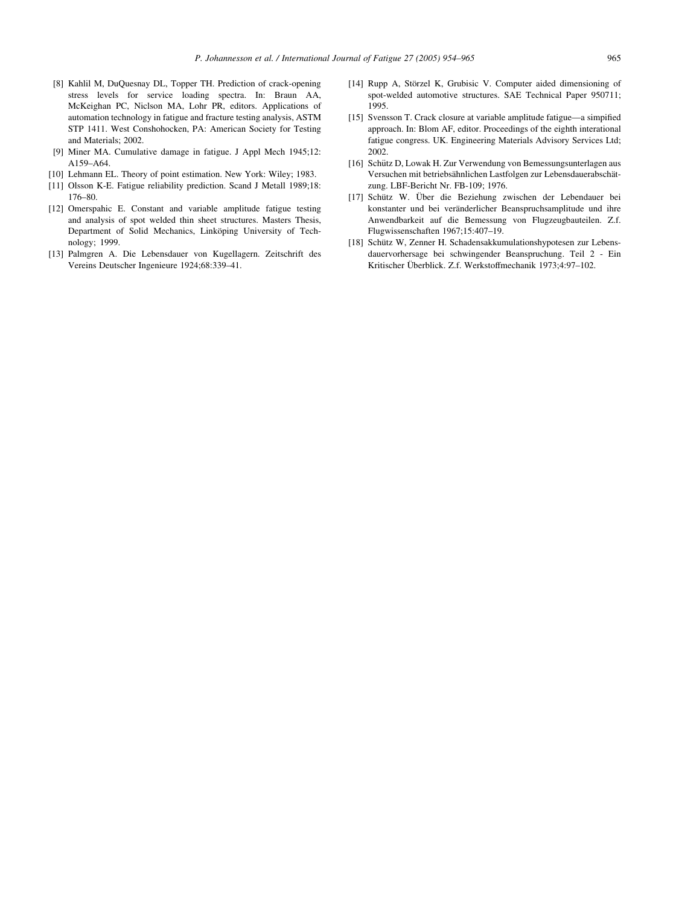[8] Kahlil M, DuQuesnay DL, Topper TH. Prediction of crack-opening stress levels for service loading spectra. In: Braun AA, McKeighan PC, Niclson MA, Lohr PR, editors. Applications of automation technology in fatigue and fracture testing analysis, ASTM STP 1411. West Conshohocken, PA: American Society for Testing and Materials; 2002.

[9] Miner MA. Cumulative damage in fatigue. J Appl Mech 1945;12: A159–A64.

[10] Lehmann EL. Theory of point estimation. New York: Wiley; 1983.

[11] Olsson K-E. Fatigue reliability prediction. Scand J Metall 1989;18: 176–80.

[12] Omerspahic E. Constant and variable amplitude fatigue testing and analysis of spot welded thin sheet structures. Masters Thesis, Department of Solid Mechanics, Linköping University of Technology; 1999.

[13] Palmgren A. Die Lebensdauer von Kugellagern. Zeitschrift des Vereins Deutscher Ingenieure 1924;68:339–41.

[14] Rupp A, Störzel K, Grubisic V. Computer aided dimensioning of spot-welded automotive structures. SAE Technical Paper 950711; 1995.

[15] Svensson T. Crack closure at variable amplitude fatigue—a simpified approach. In: Blom AF, editor. Proceedings of the eighth interational fatigue congress. UK. Engineering Materials Advisory Services Ltd; 2002.

[16] Schütz D, Lowak H. Zur Verwendung von Bemessungsunterlagen aus Versuchen mit betriebsähnlichen Lastfolgen zur Lebensdauerabschätzung. LBF-Bericht Nr. FB-109; 1976.

[17] Schütz W. Über die Beziehung zwischen der Lebendauer bei konstanter und bei veränderlicher Beanspruchsamplitude und ihre Anwendbarkeit auf die Bemessung von Flugzeugbauteilen. Z.f. Flugwissenschaften 1967;15:407–19.

[18] Schütz W, Zenner H. Schadensakkumulationshypotesen zur Lebensdauervorhersage bei schwingender Beanspruchung. Teil 2 - Ein Kritischer Überblick. Z.f. Werkstoffmechanik 1973;4:97–102.